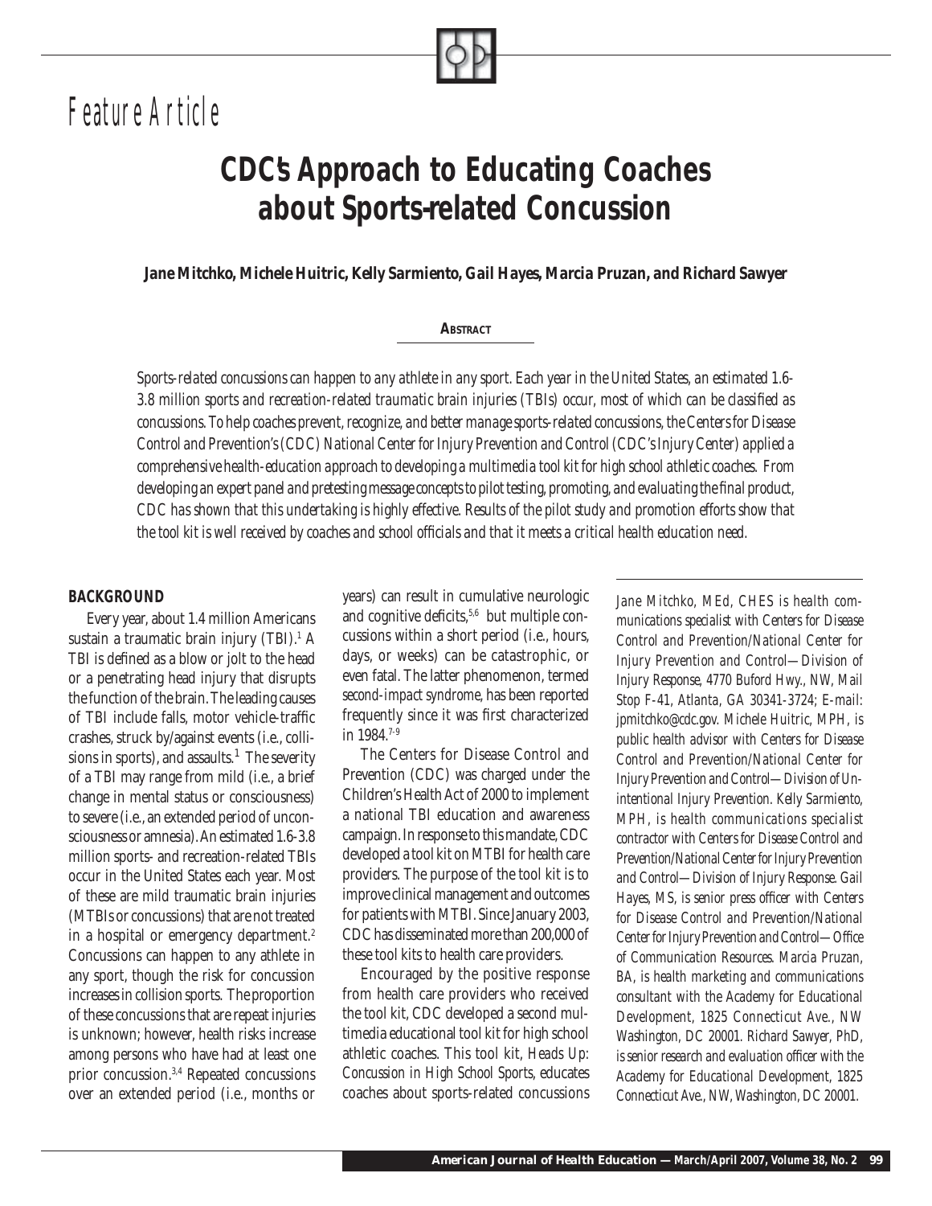*Feature Article*

# CDC's Approach to Educating Coaches about Sports-related Concussion

**Jane Mitchko, Michele Huitric, Kelly Sarmiento, Gail Hayes, Marcia Pruzan, and Richard Sawyer**

**ABSTRACT**

*Sports-related concussions can happen to any athlete in any sport. Each year in the United States, an estimated 1.6-3.8 million sports and recreation-related traumatic brain injuries (TBIs) occur, most of which can be classified as concussions. To help coaches prevent, recognize, and better manage sports-related concussions, the Centers for Disease Control and Prevention's (CDC) National Center for Injury Prevention and Control (CDC's Injury Center) applied a comprehensive health-education approach to developing a multimedia tool kit for high school athletic coaches. From developing an expert panel and pretesting message concepts to pilot testing, promoting, and evaluating the final product, CDC has shown that this undertaking is highly effective. Results of the pilot study and promotion efforts show that the tool kit is well received by coaches and school officials and that it meets a critical health education need.*

## BACKGROUND

Every year, about 1.4 million Americans sustain a traumatic brain injury (TBI).[1] A TBI is defined as a blow or jolt to the head or a penetrating head injury that disrupts the function of the brain. The leading causes of TBI include falls, motor vehicle-traffic crashes, struck by/against events (i.e., collisions in sports), and assaults.[1] The severity of a TBI may range from mild (i.e., a brief change in mental status or consciousness) to severe (i.e., an extended period of unconsciousness or amnesia). An estimated 1.6-3.8 million sports- and recreation-related TBIs occur in the United States each year. Most of these are mild traumatic brain injuries (MTBIs or concussions) that are not treated in a hospital or emergency department.[2] Concussions can happen to any athlete in any sport, though the risk for concussion increases in collision sports. The proportion of these concussions that are repeat injuries is unknown; however, health risks increase among persons who have had at least one prior concussion.[3,4] Repeated concussions over an extended period (i.e., months or years) can result in cumulative neurologic and cognitive deficits,[5,6] but multiple concussions within a short period (i.e., hours, days, or weeks) can be catastrophic, or even fatal. The latter phenomenon, termed *second-impact syndrome*, has been reported frequently since it was first characterized in 1984.[7-9]

The Centers for Disease Control and Prevention (CDC) was charged under the Children's Health Act of 2000 to implement a national TBI education and awareness campaign. In response to this mandate, CDC developed a tool kit on MTBI for health care providers. The purpose of the tool kit is to improve clinical management and outcomes for patients with MTBI. Since January 2003, CDC has disseminated more than 200,000 of these tool kits to health care providers.

Encouraged by the positive response from health care providers who received the tool kit, CDC developed a second multimedia educational tool kit for high school athletic coaches. This tool kit, *Heads Up: Concussion in High School Sports*, educates coaches about sports-related concussions

---

*Jane Mitchko, MEd, CHES is health communications specialist with Centers for Disease Control and Prevention/National Center for Injury Prevention and Control—Division of Injury Response, 4770 Buford Hwy., NW, Mail Stop F-41, Atlanta, GA 30341-3724; E-mail: jpmitchko@cdc.gov. Michele Huitric, MPH, is public health advisor with Centers for Disease Control and Prevention/National Center for Injury Prevention and Control—Division of Unintentional Injury Prevention. Kelly Sarmiento, MPH, is health communications specialist contractor with Centers for Disease Control and Prevention/National Center for Injury Prevention and Control—Division of Injury Response. Gail Hayes, MS, is senior press officer with Centers for Disease Control and Prevention/National Center for Injury Prevention and Control—Office of Communication Resources. Marcia Pruzan, BA, is health marketing and communications consultant with the Academy for Educational Development, 1825 Connecticut Ave., NW Washington, DC 20001. Richard Sawyer, PhD, is senior research and evaluation officer with the Academy for Educational Development, 1825 Connecticut Ave., NW, Washington, DC 20001.*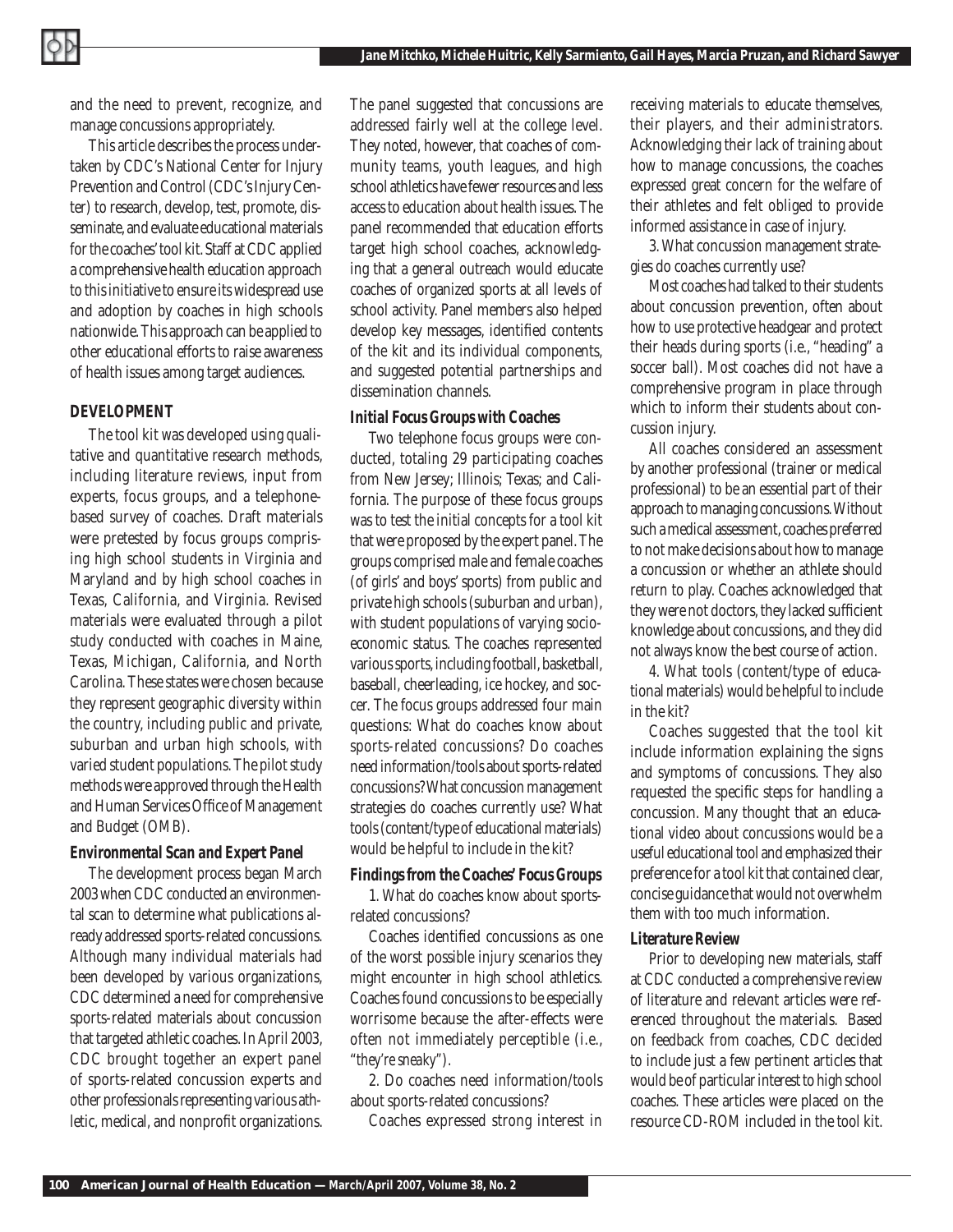and the need to prevent, recognize, and manage concussions appropriately.

This article describes the process undertaken by CDC's National Center for Injury Prevention and Control (CDC's Injury Center) to research, develop, test, promote, disseminate, and evaluate educational materials for the coaches' tool kit. Staff at CDC applied a comprehensive health education approach to this initiative to ensure its widespread use and adoption by coaches in high schools nationwide. This approach can be applied to other educational efforts to raise awareness of health issues among target audiences.

## DEVELOPMENT

The tool kit was developed using qualitative and quantitative research methods, including literature reviews, input from experts, focus groups, and a telephone-based survey of coaches. Draft materials were pretested by focus groups comprising high school students in Virginia and Maryland and by high school coaches in Texas, California, and Virginia. Revised materials were evaluated through a pilot study conducted with coaches in Maine, Texas, Michigan, California, and North Carolina. These states were chosen because they represent geographic diversity within the country, including public and private, suburban and urban high schools, with varied student populations. The pilot study methods were approved through the Health and Human Services Office of Management and Budget (OMB).

### Environmental Scan and Expert Panel

The development process began March 2003 when CDC conducted an environmental scan to determine what publications already addressed sports-related concussions. Although many individual materials had been developed by various organizations, CDC determined a need for comprehensive sports-related materials about concussion that targeted athletic coaches. In April 2003, CDC brought together an expert panel of sports-related concussion experts and other professionals representing various athletic, medical, and nonprofit organizations. The panel suggested that concussions are addressed fairly well at the college level. They noted, however, that coaches of community teams, youth leagues, and high school athletics have fewer resources and less access to education about health issues. The panel recommended that education efforts target high school coaches, acknowledging that a general outreach would educate coaches of organized sports at all levels of school activity. Panel members also helped develop key messages, identified contents of the kit and its individual components, and suggested potential partnerships and dissemination channels.

### Initial Focus Groups with Coaches

Two telephone focus groups were conducted, totaling 29 participating coaches from New Jersey; Illinois; Texas; and California. The purpose of these focus groups was to test the initial concepts for a tool kit that were proposed by the expert panel. The groups comprised male and female coaches (of girls' and boys' sports) from public and private high schools (suburban and urban), with student populations of varying socioeconomic status. The coaches represented various sports, including football, basketball, baseball, cheerleading, ice hockey, and soccer. The focus groups addressed four main questions: What do coaches know about sports-related concussions? Do coaches need information/tools about sports-related concussions? What concussion management strategies do coaches currently use? What tools (content/type of educational materials) would be helpful to include in the kit?

### Findings from the Coaches' Focus Groups

1. What do coaches know about sports-related concussions?

Coaches identified concussions as one of the worst possible injury scenarios they might encounter in high school athletics. Coaches found concussions to be especially worrisome because the after-effects were often not immediately perceptible (i.e., "they're sneaky").

2. Do coaches need information/tools about sports-related concussions?

Coaches expressed strong interest in receiving materials to educate themselves, their players, and their administrators. Acknowledging their lack of training about how to manage concussions, the coaches expressed great concern for the welfare of their athletes and felt obliged to provide informed assistance in case of injury.

3. What concussion management strategies do coaches currently use?

Most coaches had talked to their students about concussion prevention, often about how to use protective headgear and protect their heads during sports (i.e., "heading" a soccer ball). Most coaches did not have a comprehensive program in place through which to inform their students about concussion injury.

All coaches considered an assessment by another professional (trainer or medical professional) to be an essential part of their approach to managing concussions. Without such a medical assessment, coaches preferred to not make decisions about how to manage a concussion or whether an athlete should return to play. Coaches acknowledged that they were not doctors, they lacked sufficient knowledge about concussions, and they did not always know the best course of action.

4. What tools (content/type of educational materials) would be helpful to include in the kit?

Coaches suggested that the tool kit include information explaining the signs and symptoms of concussions. They also requested the specific steps for handling a concussion. Many thought that an educational video about concussions would be a useful educational tool and emphasized their preference for a tool kit that contained clear, concise guidance that would not overwhelm them with too much information.

### Literature Review

Prior to developing new materials, staff at CDC conducted a comprehensive review of literature and relevant articles were referenced throughout the materials. Based on feedback from coaches, CDC decided to include just a few pertinent articles that would be of particular interest to high school coaches. These articles were placed on the resource CD-ROM included in the tool kit.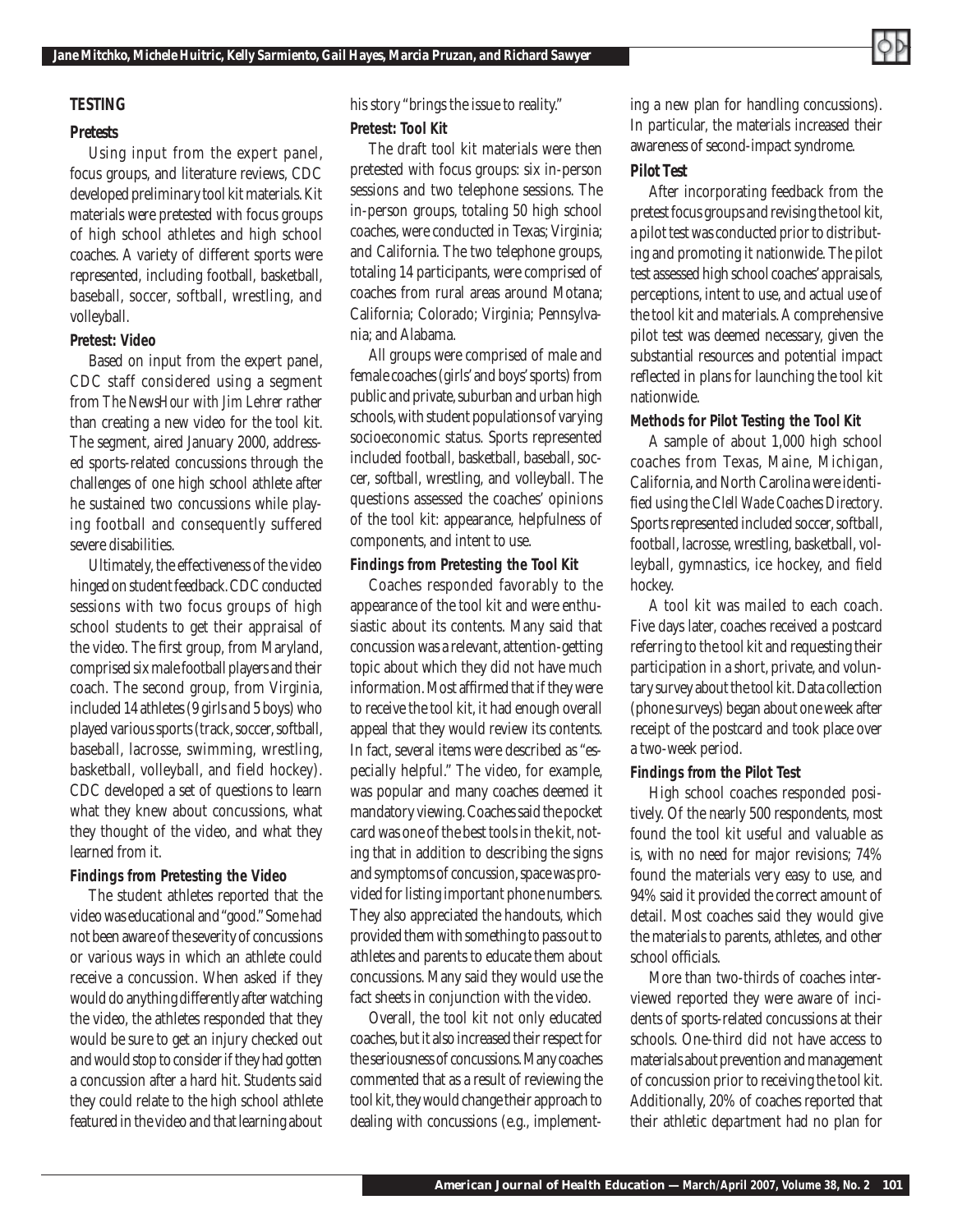## TESTING

### Pretests

Using input from the expert panel, focus groups, and literature reviews, CDC developed preliminary tool kit materials. Kit materials were pretested with focus groups of high school athletes and high school coaches. A variety of different sports were represented, including football, basketball, baseball, soccer, softball, wrestling, and volleyball.

### Pretest: Video

Based on input from the expert panel, CDC staff considered using a segment from *The NewsHour with Jim Lehrer* rather than creating a new video for the tool kit. The segment, aired January 2000, addressed sports-related concussions through the challenges of one high school athlete after he sustained two concussions while playing football and consequently suffered severe disabilities.

Ultimately, the effectiveness of the video hinged on student feedback. CDC conducted sessions with two focus groups of high school students to get their appraisal of the video. The first group, from Maryland, comprised six male football players and their coach. The second group, from Virginia, included 14 athletes (9 girls and 5 boys) who played various sports (track, soccer, softball, baseball, lacrosse, swimming, wrestling, basketball, volleyball, and field hockey). CDC developed a set of questions to learn what they knew about concussions, what they thought of the video, and what they learned from it.

### Findings from Pretesting the Video

The student athletes reported that the video was educational and "good." Some had not been aware of the severity of concussions or various ways in which an athlete could receive a concussion. When asked if they would do anything differently after watching the video, the athletes responded that they would be sure to get an injury checked out and would stop to consider if they had gotten a concussion after a hard hit. Students said they could relate to the high school athlete featured in the video and that learning about his story "brings the issue to reality."

### Pretest: Tool Kit

The draft tool kit materials were then pretested with focus groups: six in-person sessions and two telephone sessions. The in-person groups, totaling 50 high school coaches, were conducted in Texas; Virginia; and California. The two telephone groups, totaling 14 participants, were comprised of coaches from rural areas around Motana; California; Colorado; Virginia; Pennsylvania; and Alabama.

All groups were comprised of male and female coaches (girls' and boys' sports) from public and private, suburban and urban high schools, with student populations of varying socioeconomic status. Sports represented included football, basketball, baseball, soccer, softball, wrestling, and volleyball. The questions assessed the coaches' opinions of the tool kit: appearance, helpfulness of components, and intent to use.

### Findings from Pretesting the Tool Kit

Coaches responded favorably to the appearance of the tool kit and were enthusiastic about its contents. Many said that concussion was a relevant, attention-getting topic about which they did not have much information. Most affirmed that if they were to receive the tool kit, it had enough overall appeal that they would review its contents. In fact, several items were described as "especially helpful." The video, for example, was popular and many coaches deemed it mandatory viewing. Coaches said the pocket card was one of the best tools in the kit, noting that in addition to describing the signs and symptoms of concussion, space was provided for listing important phone numbers. They also appreciated the handouts, which provided them with something to pass out to athletes and parents to educate them about concussions. Many said they would use the fact sheets in conjunction with the video.

Overall, the tool kit not only educated coaches, but it also increased their respect for the seriousness of concussions. Many coaches commented that as a result of reviewing the tool kit, they would change their approach to dealing with concussions (e.g., implementing a new plan for handling concussions). In particular, the materials increased their awareness of second-impact syndrome.

### Pilot Test

After incorporating feedback from the pretest focus groups and revising the tool kit, a pilot test was conducted prior to distributing and promoting it nationwide. The pilot test assessed high school coaches' appraisals, perceptions, intent to use, and actual use of the tool kit and materials. A comprehensive pilot test was deemed necessary, given the substantial resources and potential impact reflected in plans for launching the tool kit nationwide.

### Methods for Pilot Testing the Tool Kit

A sample of about 1,000 high school coaches from Texas, Maine, Michigan, California, and North Carolina were identified using the *Clell Wade Coaches Directory*. Sports represented included soccer, softball, football, lacrosse, wrestling, basketball, volleyball, gymnastics, ice hockey, and field hockey.

A tool kit was mailed to each coach. Five days later, coaches received a postcard referring to the tool kit and requesting their participation in a short, private, and voluntary survey about the tool kit. Data collection (phone surveys) began about one week after receipt of the postcard and took place over a two-week period.

### Findings from the Pilot Test

High school coaches responded positively. Of the nearly 500 respondents, most found the tool kit useful and valuable as is, with no need for major revisions; 74% found the materials very easy to use, and 94% said it provided the correct amount of detail. Most coaches said they would give the materials to parents, athletes, and other school officials.

More than two-thirds of coaches interviewed reported they were aware of incidents of sports-related concussions at their schools. One-third did not have access to materials about prevention and management of concussion prior to receiving the tool kit. Additionally, 20% of coaches reported that their athletic department had no plan for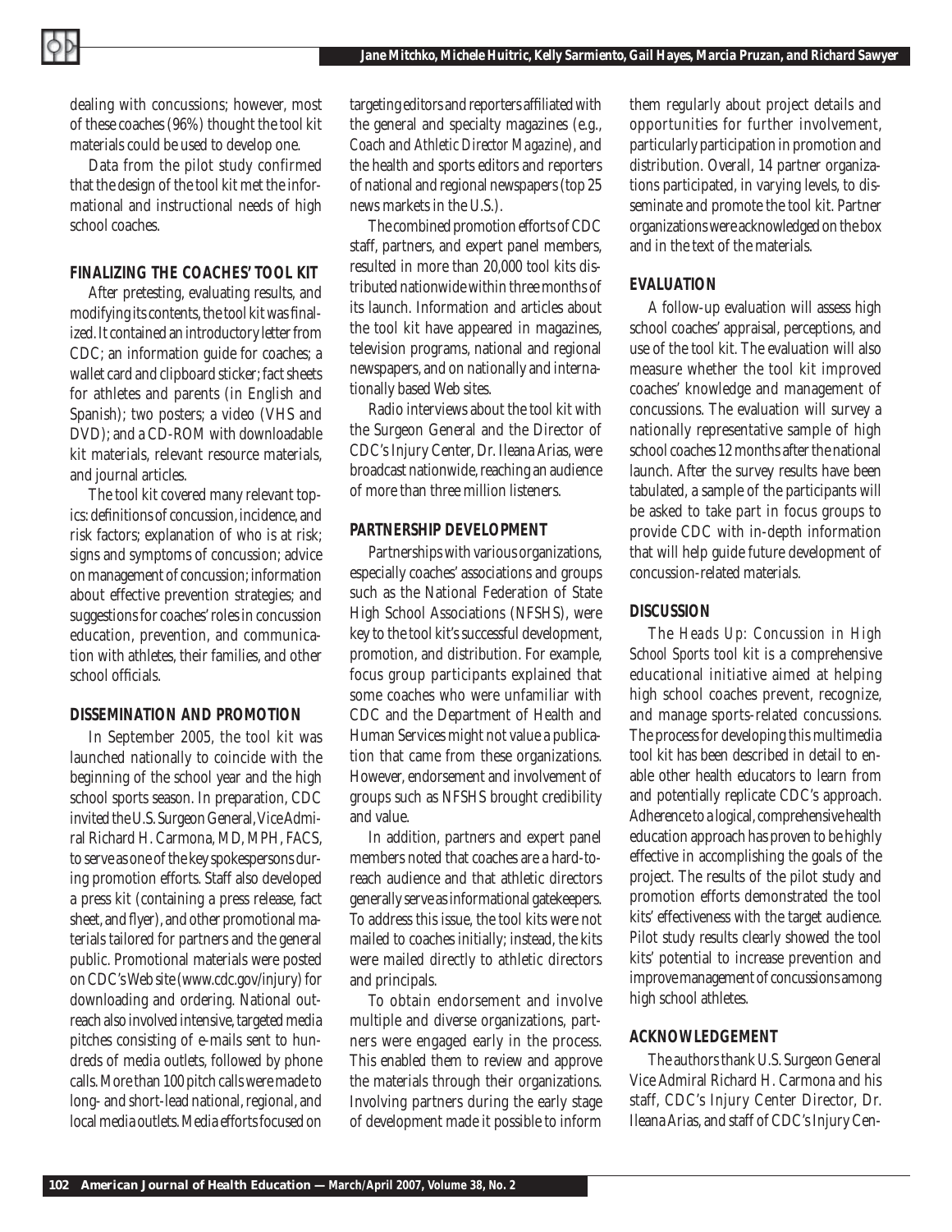dealing with concussions; however, most of these coaches (96%) thought the tool kit materials could be used to develop one.

Data from the pilot study confirmed that the design of the tool kit met the informational and instructional needs of high school coaches.

## FINALIZING THE COACHES' TOOL KIT

After pretesting, evaluating results, and modifying its contents, the tool kit was finalized. It contained an introductory letter from CDC; an information guide for coaches; a wallet card and clipboard sticker; fact sheets for athletes and parents (in English and Spanish); two posters; a video (VHS and DVD); and a CD-ROM with downloadable kit materials, relevant resource materials, and journal articles.

The tool kit covered many relevant topics: definitions of concussion, incidence, and risk factors; explanation of who is at risk; signs and symptoms of concussion; advice on management of concussion; information about effective prevention strategies; and suggestions for coaches' roles in concussion education, prevention, and communication with athletes, their families, and other school officials.

## DISSEMINATION AND PROMOTION

In September 2005, the tool kit was launched nationally to coincide with the beginning of the school year and the high school sports season. In preparation, CDC invited the U.S. Surgeon General, Vice Admiral Richard H. Carmona, MD, MPH, FACS, to serve as one of the key spokespersons during promotion efforts. Staff also developed a press kit (containing a press release, fact sheet, and flyer), and other promotional materials tailored for partners and the general public. Promotional materials were posted on CDC's Web site (www.cdc.gov/injury) for downloading and ordering. National outreach also involved intensive, targeted media pitches consisting of e-mails sent to hundreds of media outlets, followed by phone calls. More than 100 pitch calls were made to long- and short-lead national, regional, and local media outlets. Media efforts focused on targeting editors and reporters affiliated with the general and specialty magazines (e.g., *Coach* and *Athletic Director Magazine*), and the health and sports editors and reporters of national and regional newspapers (top 25 news markets in the U.S.).

The combined promotion efforts of CDC staff, partners, and expert panel members, resulted in more than 20,000 tool kits distributed nationwide within three months of its launch. Information and articles about the tool kit have appeared in magazines, television programs, national and regional newspapers, and on nationally and internationally based Web sites.

Radio interviews about the tool kit with the Surgeon General and the Director of CDC's Injury Center, Dr. Ileana Arias, were broadcast nationwide, reaching an audience of more than three million listeners.

## PARTNERSHIP DEVELOPMENT

Partnerships with various organizations, especially coaches' associations and groups such as the National Federation of State High School Associations (NFSHS), were key to the tool kit's successful development, promotion, and distribution. For example, focus group participants explained that some coaches who were unfamiliar with CDC and the Department of Health and Human Services might not value a publication that came from these organizations. However, endorsement and involvement of groups such as NFSHS brought credibility and value.

In addition, partners and expert panel members noted that coaches are a hard-to-reach audience and that athletic directors generally serve as informational gatekeepers. To address this issue, the tool kits were not mailed to coaches initially; instead, the kits were mailed directly to athletic directors and principals.

To obtain endorsement and involve multiple and diverse organizations, partners were engaged early in the process. This enabled them to review and approve the materials through their organizations. Involving partners during the early stage of development made it possible to inform them regularly about project details and opportunities for further involvement, particularly participation in promotion and distribution. Overall, 14 partner organizations participated, in varying levels, to disseminate and promote the tool kit. Partner organizations were acknowledged on the box and in the text of the materials.

## EVALUATION

A follow-up evaluation will assess high school coaches' appraisal, perceptions, and use of the tool kit. The evaluation will also measure whether the tool kit improved coaches' knowledge and management of concussions. The evaluation will survey a nationally representative sample of high school coaches 12 months after the national launch. After the survey results have been tabulated, a sample of the participants will be asked to take part in focus groups to provide CDC with in-depth information that will help guide future development of concussion-related materials.

## DISCUSSION

The *Heads Up: Concussion in High School Sports* tool kit is a comprehensive educational initiative aimed at helping high school coaches prevent, recognize, and manage sports-related concussions. The process for developing this multimedia tool kit has been described in detail to enable other health educators to learn from and potentially replicate CDC's approach. Adherence to a logical, comprehensive health education approach has proven to be highly effective in accomplishing the goals of the project. The results of the pilot study and promotion efforts demonstrated the tool kits' effectiveness with the target audience. Pilot study results clearly showed the tool kits' potential to increase prevention and improve management of concussions among high school athletes.

## ACKNOWLEDGEMENT

The authors thank U.S. Surgeon General Vice Admiral Richard H. Carmona and his staff, CDC's Injury Center Director, Dr. Ileana Arias, and staff of CDC's Injury Cen-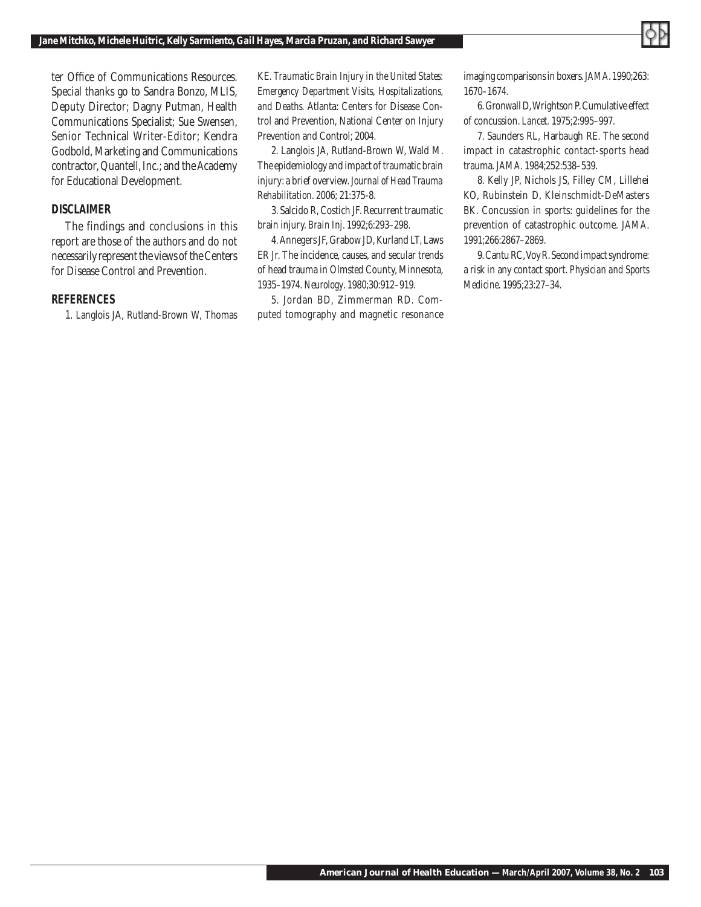ter Office of Communications Resources. Special thanks go to Sandra Bonzo, MLIS, Deputy Director; Dagny Putman, Health Communications Specialist; Sue Swensen, Senior Technical Writer-Editor; Kendra Godbold, Marketing and Communications contractor, Quantell, Inc.; and the Academy for Educational Development.

## DISCLAIMER

The findings and conclusions in this report are those of the authors and do not necessarily represent the views of the Centers for Disease Control and Prevention.

## REFERENCES

1. Langlois JA, Rutland-Brown W, Thomas KE. *Traumatic Brain Injury in the United States: Emergency Department Visits, Hospitalizations, and Deaths.* Atlanta: Centers for Disease Control and Prevention, National Center on Injury Prevention and Control; 2004.

2. Langlois JA, Rutland-Brown W, Wald M. The epidemiology and impact of traumatic brain injury: a brief overview. *Journal of Head Trauma Rehabilitation.* 2006; 21:375-8.

3. Salcido R, Costich JF. Recurrent traumatic brain injury. *Brain Inj.* 1992;6:293–298.

4. Annegers JF, Grabow JD, Kurland LT, Laws ER Jr. The incidence, causes, and secular trends of head trauma in Olmsted County, Minnesota, 1935–1974. *Neurology.* 1980;30:912–919.

5. Jordan BD, Zimmerman RD. Computed tomography and magnetic resonance imaging comparisons in boxers. *JAMA.* 1990;263: 1670–1674.

6. Gronwall D, Wrightson P. Cumulative effect of concussion. *Lancet.* 1975;2:995–997.

7. Saunders RL, Harbaugh RE. The second impact in catastrophic contact-sports head trauma. *JAMA.* 1984;252:538–539.

8. Kelly JP, Nichols JS, Filley CM, Lillehei KO, Rubinstein D, Kleinschmidt-DeMasters BK. Concussion in sports: guidelines for the prevention of catastrophic outcome. *JAMA.* 1991;266:2867–2869.

9. Cantu RC, Voy R. Second impact syndrome: a risk in any contact sport. *Physician and Sports Medicine.* 1995;23:27–34.